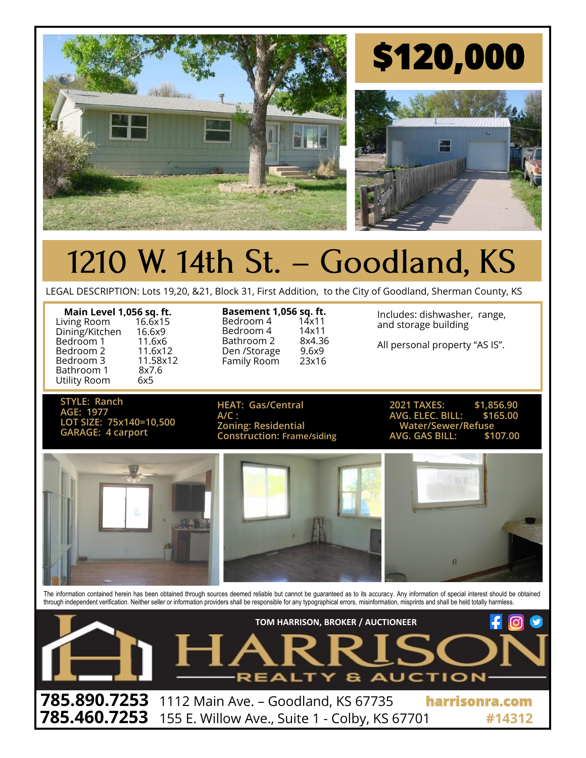# $120,000

# 1210 W. 14th St. – Goodland, KS

LEGAL DESCRIPTION: Lots 19,20, &21, Block 31, First Addition, to the City of Goodland, Sherman County, KS

| **Main Level 1,056 sq. ft.** | |
|---|---|
| Living Room | 16.6x15 |
| Dining/Kitchen | 16.6x9 |
| Bedroom 1 | 11.6x6 |
| Bedroom 2 | 11.6x12 |
| Bedroom 3 | 11.58x12 |
| Bathroom 1 | 8x7.6 |
| Utility Room | 6x5 |

| **Basement 1,056 sq. ft.** | |
|---|---|
| Bedroom 4 | 14x11 |
| Bedroom 4 | 14x11 |
| Bathroom 2 | 8x4.36 |
| Den /Storage | 9.6x9 |
| Family Room | 23x16 |

Includes: dishwasher, range, and storage building

All personal property "AS IS".

STYLE: Ranch
AGE: 1977
LOT SIZE: 75x140=10,500
GARAGE: 4 carport

HEAT: Gas/Central
A/C :
Zoning: Residential
Construction: Frame/siding

| | |
|---|---|
| 2021 TAXES: | $1,856.90 |
| AVG. ELEC. BILL: | $165.00 |
| Water/Sewer/Refuse | |
| AVG. GAS BILL: | $107.00 |

The information contained herein has been obtained through sources deemed reliable but cannot be guaranteed as to its accuracy. Any information of special interest should be obtained through independent verification. Neither seller or information providers shall be responsible for any typographical errors, misinformation, misprints and shall be held totally harmless.

**TOM HARRISON, BROKER / AUCTIONEER**

# HARRISON
REALTY & AUCTION

**785.890.7253** 1112 Main Ave. – Goodland, KS 67735 **harrisonra.com**
**785.460.7253** 155 E. Willow Ave., Suite 1 - Colby, KS 67701 **#14312**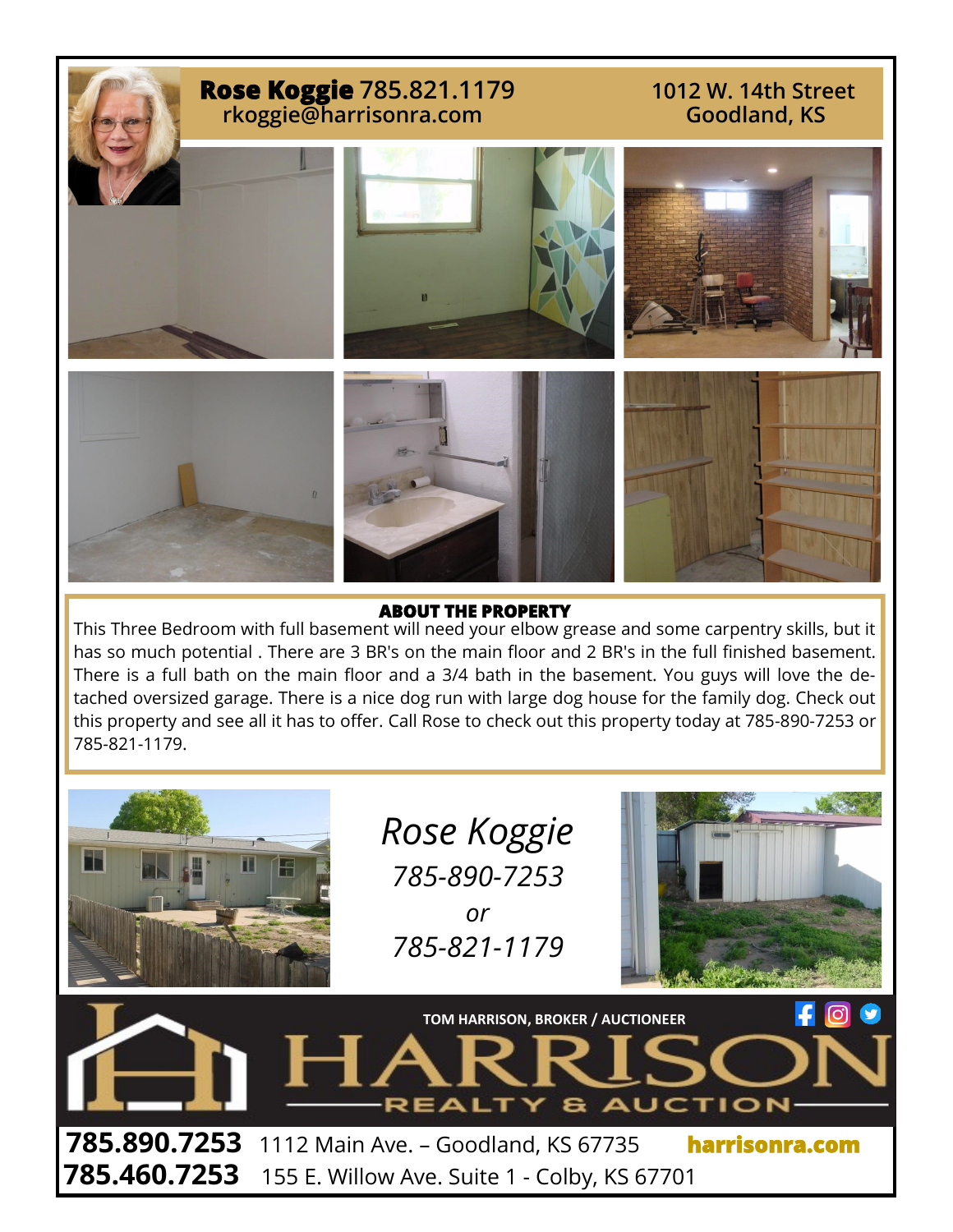**Rose Koggie** 785.821.1179
rkoggie@harrisonra.com

1012 W. 14th Street
Goodland, KS

## ABOUT THE PROPERTY

This Three Bedroom with full basement will need your elbow grease and some carpentry skills, but it has so much potential . There are 3 BR's on the main floor and 2 BR's in the full finished basement. There is a full bath on the main floor and a 3/4 bath in the basement. You guys will love the detached oversized garage. There is a nice dog run with large dog house for the family dog. Check out this property and see all it has to offer. Call Rose to check out this property today at 785-890-7253 or 785-821-1179.

*Rose Koggie*
*785-890-7253*
*or*
*785-821-1179*

TOM HARRISON, BROKER / AUCTIONEER

HARRISON
REALTY & AUCTION

**785.890.7253** 1112 Main Ave. – Goodland, KS 67735 **harrisonra.com**
**785.460.7253** 155 E. Willow Ave. Suite 1 - Colby, KS 67701